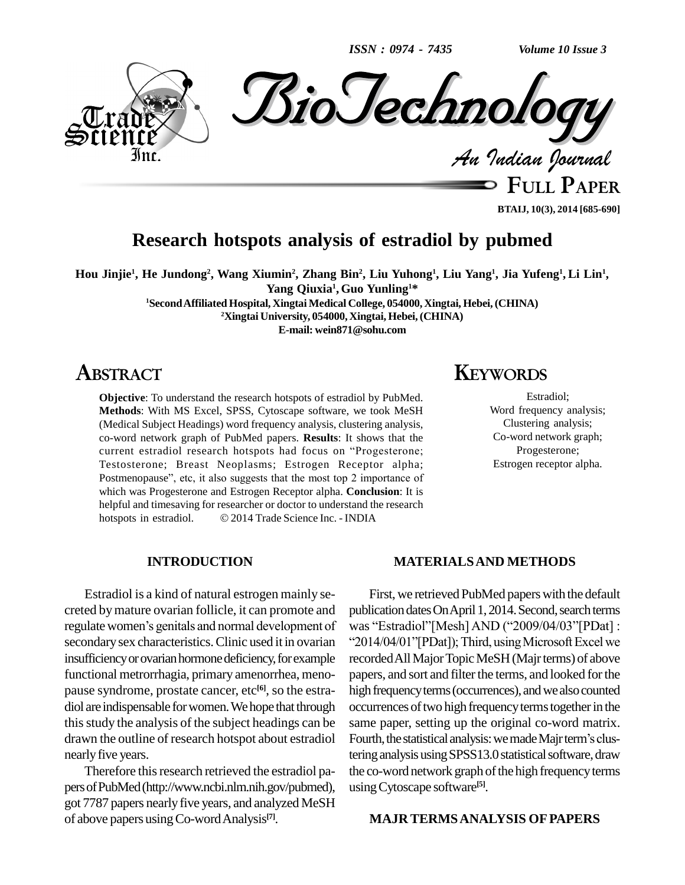# Research hotspots analysis of estradiol by pubmed

**Hou Jinjie[1], He Jundong[2], Wang Xiumin[2], Zhang Bin[2], Liu Yuhong[1], Liu Yang[1], Jia Yufeng[1], Li Lin[1], Yang Qiuxia[1], Guo Yunling[1]***

[1]Second Affiliated Hospital, Xingtai Medical College, 054000, Xingtai, Hebei, (CHINA)
[2]Xingtai University, 054000, Xingtai, Hebei, (CHINA)
E-mail: wein871@sohu.com

## ABSTRACT

**Objective**: To understand the research hotspots of estradiol by PubMed. **Methods**: With MS Excel, SPSS, Cytoscape software, we took MeSH (Medical Subject Headings) word frequency analysis, clustering analysis, co-word network graph of PubMed papers. **Results**: It shows that the current estradiol research hotspots had focus on "Progesterone; Testosterone; Breast Neoplasms; Estrogen Receptor alpha; Postmenopause", etc, it also suggests that the most top 2 importance of which was Progesterone and Estrogen Receptor alpha. **Conclusion**: It is helpful and timesaving for researcher or doctor to understand the research hotspots in estradiol. © 2014 Trade Science Inc. - INDIA

## KEYWORDS

Estradiol;
Word frequency analysis;
Clustering analysis;
Co-word network graph;
Progesterone;
Estrogen receptor alpha.

## INTRODUCTION

Estradiol is a kind of natural estrogen mainly secreted by mature ovarian follicle, it can promote and regulate women's genitals and normal development of secondary sex characteristics. Clinic used it in ovarian insufficiency or ovarian hormone deficiency, for example functional metrorrhagia, primary amenorrhea, menopause syndrome, prostate cancer, etc[6], so the estradiol are indispensable for women. We hope that through this study the analysis of the subject headings can be drawn the outline of research hotspot about estradiol nearly five years.

Therefore this research retrieved the estradiol papers of PubMed (http://www.ncbi.nlm.nih.gov/pubmed), got 7787 papers nearly five years, and analyzed MeSH of above papers using Co-word Analysis[7].

## MATERIALS AND METHODS

First, we retrieved PubMed papers with the default publication dates On April 1, 2014. Second, search terms was "Estradiol"[Mesh] AND ("2009/04/03"[PDat] : "2014/04/01"[PDat]); Third, using Microsoft Excel we recorded All Major Topic MeSH (Majr terms) of above papers, and sort and filter the terms, and looked for the high frequency terms (occurrences), and we also counted occurrences of two high frequency terms together in the same paper, setting up the original co-word matrix. Fourth, the statistical analysis: we made Majr term's clustering analysis using SPSS13.0 statistical software, draw the co-word network graph of the high frequency terms using Cytoscape software[5].

## MAJR TERMS ANALYSIS OF PAPERS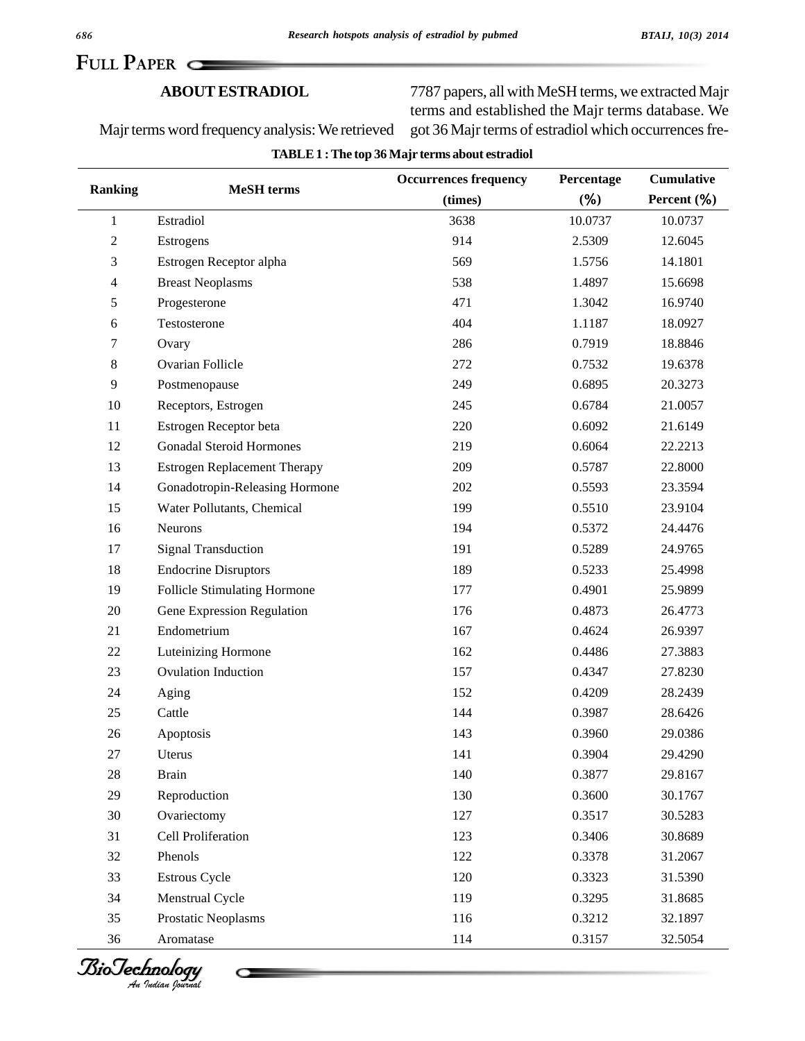## ABOUT ESTRADIOL

Majr terms word frequency analysis: We retrieved 7787 papers, all with MeSH terms, we extracted Majr terms and established the Majr terms database. We got 36 Majr terms of estradiol which occurrences fre-

**TABLE 1 : The top 36 Majr terms about estradiol**

| Ranking | MeSH terms | Occurrences frequency (times) | Percentage (%) | Cumulative Percent (%) |
|---|---|---|---|---|
| 1 | Estradiol | 3638 | 10.0737 | 10.0737 |
| 2 | Estrogens | 914 | 2.5309 | 12.6045 |
| 3 | Estrogen Receptor alpha | 569 | 1.5756 | 14.1801 |
| 4 | Breast Neoplasms | 538 | 1.4897 | 15.6698 |
| 5 | Progesterone | 471 | 1.3042 | 16.9740 |
| 6 | Testosterone | 404 | 1.1187 | 18.0927 |
| 7 | Ovary | 286 | 0.7919 | 18.8846 |
| 8 | Ovarian Follicle | 272 | 0.7532 | 19.6378 |
| 9 | Postmenopause | 249 | 0.6895 | 20.3273 |
| 10 | Receptors, Estrogen | 245 | 0.6784 | 21.0057 |
| 11 | Estrogen Receptor beta | 220 | 0.6092 | 21.6149 |
| 12 | Gonadal Steroid Hormones | 219 | 0.6064 | 22.2213 |
| 13 | Estrogen Replacement Therapy | 209 | 0.5787 | 22.8000 |
| 14 | Gonadotropin-Releasing Hormone | 202 | 0.5593 | 23.3594 |
| 15 | Water Pollutants, Chemical | 199 | 0.5510 | 23.9104 |
| 16 | Neurons | 194 | 0.5372 | 24.4476 |
| 17 | Signal Transduction | 191 | 0.5289 | 24.9765 |
| 18 | Endocrine Disruptors | 189 | 0.5233 | 25.4998 |
| 19 | Follicle Stimulating Hormone | 177 | 0.4901 | 25.9899 |
| 20 | Gene Expression Regulation | 176 | 0.4873 | 26.4773 |
| 21 | Endometrium | 167 | 0.4624 | 26.9397 |
| 22 | Luteinizing Hormone | 162 | 0.4486 | 27.3883 |
| 23 | Ovulation Induction | 157 | 0.4347 | 27.8230 |
| 24 | Aging | 152 | 0.4209 | 28.2439 |
| 25 | Cattle | 144 | 0.3987 | 28.6426 |
| 26 | Apoptosis | 143 | 0.3960 | 29.0386 |
| 27 | Uterus | 141 | 0.3904 | 29.4290 |
| 28 | Brain | 140 | 0.3877 | 29.8167 |
| 29 | Reproduction | 130 | 0.3600 | 30.1767 |
| 30 | Ovariectomy | 127 | 0.3517 | 30.5283 |
| 31 | Cell Proliferation | 123 | 0.3406 | 30.8689 |
| 32 | Phenols | 122 | 0.3378 | 31.2067 |
| 33 | Estrous Cycle | 120 | 0.3323 | 31.5390 |
| 34 | Menstrual Cycle | 119 | 0.3295 | 31.8685 |
| 35 | Prostatic Neoplasms | 116 | 0.3212 | 32.1897 |
| 36 | Aromatase | 114 | 0.3157 | 32.5054 |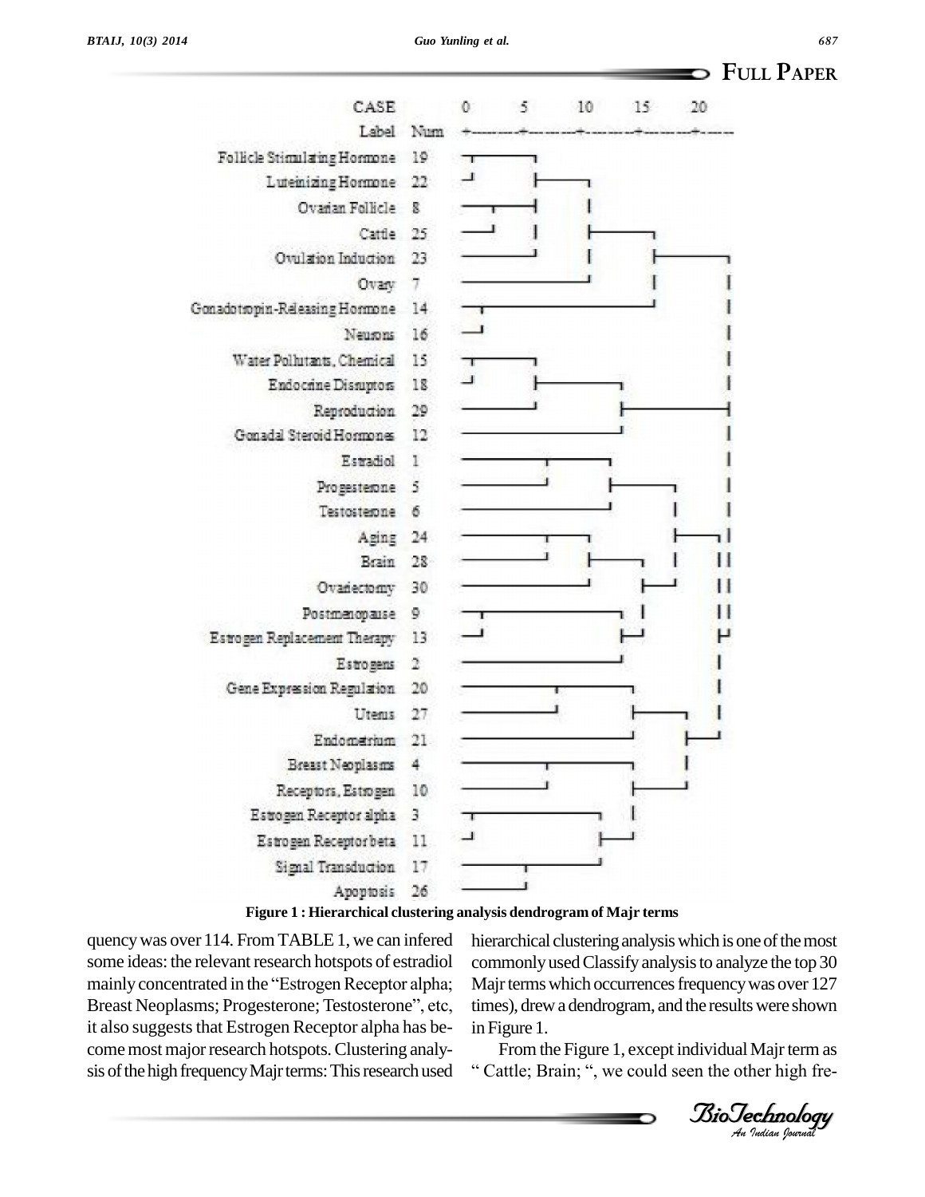Figure 1 : Hierarchical clustering analysis dendrogram of Majr terms

quency was over 114. From TABLE 1, we can infered some ideas: the relevant research hotspots of estradiol mainly concentrated in the "Estrogen Receptor alpha; Breast Neoplasms; Progesterone; Testosterone", etc, it also suggests that Estrogen Receptor alpha has become most major research hotspots. Clustering analysis of the high frequency Majr terms: This research used hierarchical clustering analysis which is one of the most commonly used Classify analysis to analyze the top 30 Majr terms which occurrences frequency was over 127 times), drew a dendrogram, and the results were shown in Figure 1.

From the Figure 1, except individual Majr term as " Cattle; Brain; ", we could seen the other high fre-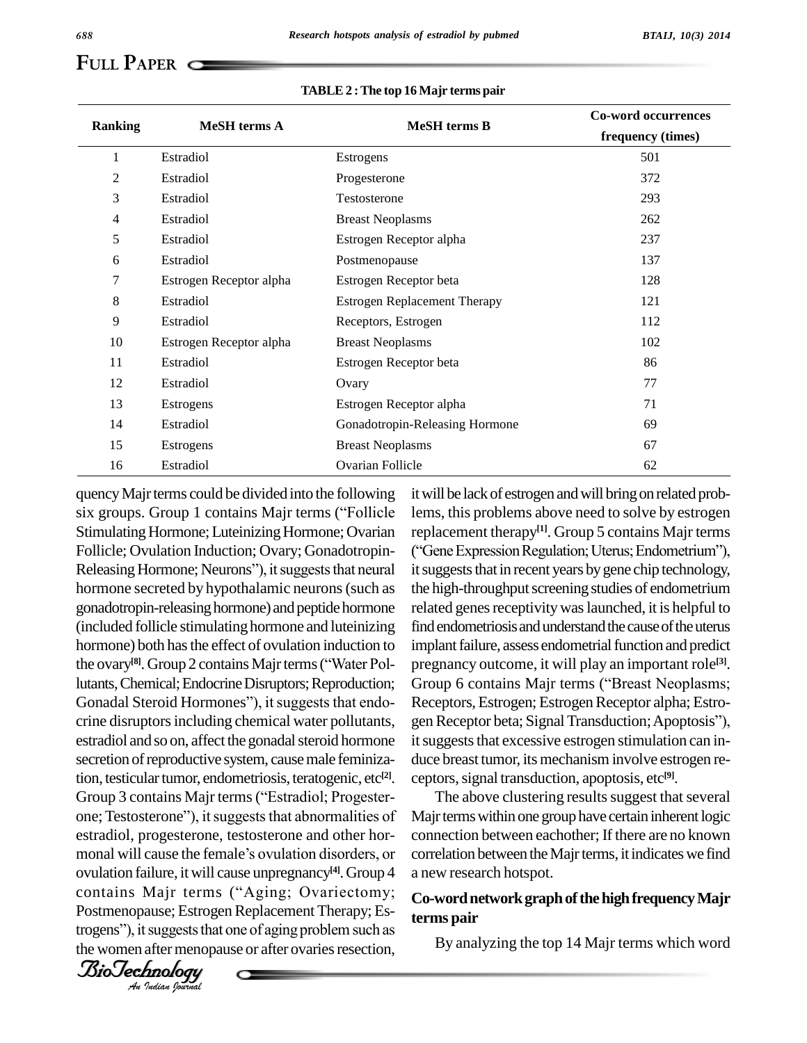**TABLE 2 : The top 16 Majr terms pair**

| Ranking | MeSH terms A | MeSH terms B | Co-word occurrences frequency (times) |
|---|---|---|---|
| 1 | Estradiol | Estrogens | 501 |
| 2 | Estradiol | Progesterone | 372 |
| 3 | Estradiol | Testosterone | 293 |
| 4 | Estradiol | Breast Neoplasms | 262 |
| 5 | Estradiol | Estrogen Receptor alpha | 237 |
| 6 | Estradiol | Postmenopause | 137 |
| 7 | Estrogen Receptor alpha | Estrogen Receptor beta | 128 |
| 8 | Estradiol | Estrogen Replacement Therapy | 121 |
| 9 | Estradiol | Receptors, Estrogen | 112 |
| 10 | Estrogen Receptor alpha | Breast Neoplasms | 102 |
| 11 | Estradiol | Estrogen Receptor beta | 86 |
| 12 | Estradiol | Ovary | 77 |
| 13 | Estrogens | Estrogen Receptor alpha | 71 |
| 14 | Estradiol | Gonadotropin-Releasing Hormone | 69 |
| 15 | Estrogens | Breast Neoplasms | 67 |
| 16 | Estradiol | Ovarian Follicle | 62 |

quency Majr terms could be divided into the following six groups. Group 1 contains Majr terms ("Follicle Stimulating Hormone; Luteinizing Hormone; Ovarian Follicle; Ovulation Induction; Ovary; Gonadotropin-Releasing Hormone; Neurons"), it suggests that neural hormone secreted by hypothalamic neurons (such as gonadotropin-releasing hormone) and peptide hormone (included follicle stimulating hormone and luteinizing hormone) both has the effect of ovulation induction to the ovary[8]. Group 2 contains Majr terms ("Water Pollutants, Chemical; Endocrine Disruptors; Reproduction; Gonadal Steroid Hormones"), it suggests that endocrine disruptors including chemical water pollutants, estradiol and so on, affect the gonadal steroid hormone secretion of reproductive system, cause male feminization, testicular tumor, endometriosis, teratogenic, etc[2]. Group 3 contains Majr terms ("Estradiol; Progesterone; Testosterone"), it suggests that abnormalities of estradiol, progesterone, testosterone and other hormonal will cause the female's ovulation disorders, or ovulation failure, it will cause unpregnancy[4]. Group 4 contains Majr terms ("Aging; Ovariectomy; Postmenopause; Estrogen Replacement Therapy; Estrogens"), it suggests that one of aging problem such as the women after menopause or after ovaries resection, it will be lack of estrogen and will bring on related problems, this problems above need to solve by estrogen replacement therapy[1]. Group 5 contains Majr terms ("Gene Expression Regulation; Uterus; Endometrium"), it suggests that in recent years by gene chip technology, the high-throughput screening studies of endometrium related genes receptivity was launched, it is helpful to find endometriosis and understand the cause of the uterus implant failure, assess endometrial function and predict pregnancy outcome, it will play an important role[3]. Group 6 contains Majr terms ("Breast Neoplasms; Receptors, Estrogen; Estrogen Receptor alpha; Estrogen Receptor beta; Signal Transduction; Apoptosis"), it suggests that excessive estrogen stimulation can induce breast tumor, its mechanism involve estrogen receptors, signal transduction, apoptosis, etc[9].

The above clustering results suggest that several Majr terms within one group have certain inherent logic connection between eachother; If there are no known correlation between the Majr terms, it indicates we find a new research hotspot.

## Co-word network graph of the high frequency Majr terms pair

By analyzing the top 14 Majr terms which word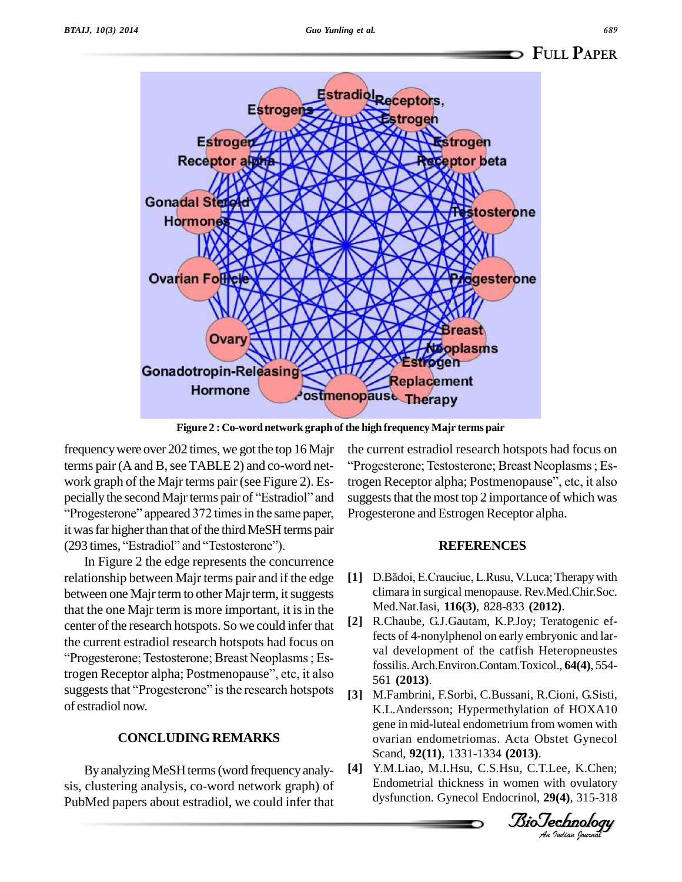Figure 2 : Co-word network graph of the high frequency Majr terms pair

frequency were over 202 times, we got the top 16 Majr terms pair (A and B, see TABLE 2) and co-word network graph of the Majr terms pair (see Figure 2). Especially the second Majr terms pair of "Estradiol" and "Progesterone" appeared 372 times in the same paper, it was far higher than that of the third MeSH terms pair (293 times, "Estradiol" and "Testosterone").

In Figure 2 the edge represents the concurrence relationship between Majr terms pair and if the edge between one Majr term to other Majr term, it suggests that the one Majr term is more important, it is in the center of the research hotspots. So we could infer that the current estradiol research hotspots had focus on "Progesterone; Testosterone; Breast Neoplasms ; Estrogen Receptor alpha; Postmenopause", etc, it also suggests that "Progesterone" is the research hotspots of estradiol now.

## CONCLUDING REMARKS

By analyzing MeSH terms (word frequency analysis, clustering analysis, co-word network graph) of PubMed papers about estradiol, we could infer that the current estradiol research hotspots had focus on "Progesterone; Testosterone; Breast Neoplasms ; Estrogen Receptor alpha; Postmenopause", etc, it also suggests that the most top 2 importance of which was Progesterone and Estrogen Receptor alpha.

## REFERENCES

[1] D.Bădoi, E.Crauciuc, L.Rusu, V.Luca; Therapy with climara in surgical menopause. Rev.Med.Chir.Soc. Med.Nat.Iasi, **116(3)**, 828-833 **(2012)**.

[2] R.Chaube, G.J.Gautam, K.P.Joy; Teratogenic effects of 4-nonylphenol on early embryonic and larval development of the catfish Heteropneustes fossilis. Arch.Environ.Contam.Toxicol., **64(4)**, 554-561 **(2013)**.

[3] M.Fambrini, F.Sorbi, C.Bussani, R.Cioni, G.Sisti, K.L.Andersson; Hypermethylation of HOXA10 gene in mid-luteal endometrium from women with ovarian endometriomas. Acta Obstet Gynecol Scand, **92(11)**, 1331-1334 **(2013)**.

[4] Y.M.Liao, M.I.Hsu, C.S.Hsu, C.T.Lee, K.Chen; Endometrial thickness in women with ovulatory dysfunction. Gynecol Endocrinol, **29(4)**, 315-318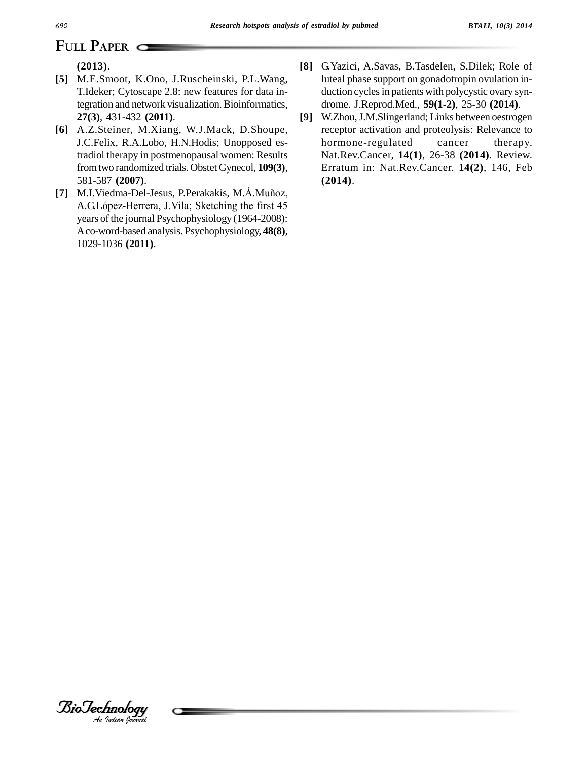(2013).

[5] M.E.Smoot, K.Ono, J.Ruscheinski, P.L.Wang, T.Ideker; Cytoscape 2.8: new features for data integration and network visualization. Bioinformatics, **27(3)**, 431-432 **(2011)**.

[6] A.Z.Steiner, M.Xiang, W.J.Mack, D.Shoupe, J.C.Felix, R.A.Lobo, H.N.Hodis; Unopposed estradiol therapy in postmenopausal women: Results from two randomized trials. Obstet Gynecol, **109(3)**, 581-587 **(2007)**.

[7] M.I.Viedma-Del-Jesus, P.Perakakis, M.Á.Muñoz, A.G.López-Herrera, J.Vila; Sketching the first 45 years of the journal Psychophysiology (1964-2008): A co-word-based analysis. Psychophysiology, **48(8)**, 1029-1036 **(2011)**.

[8] G.Yazici, A.Savas, B.Tasdelen, S.Dilek; Role of luteal phase support on gonadotropin ovulation induction cycles in patients with polycystic ovary syndrome. J.Reprod.Med., **59(1-2)**, 25-30 **(2014)**.

[9] W.Zhou, J.M.Slingerland; Links between oestrogen receptor activation and proteolysis: Relevance to hormone-regulated cancer therapy. Nat.Rev.Cancer, **14(1)**, 26-38 **(2014)**. Review. Erratum in: Nat.Rev.Cancer. **14(2)**, 146, Feb **(2014)**.